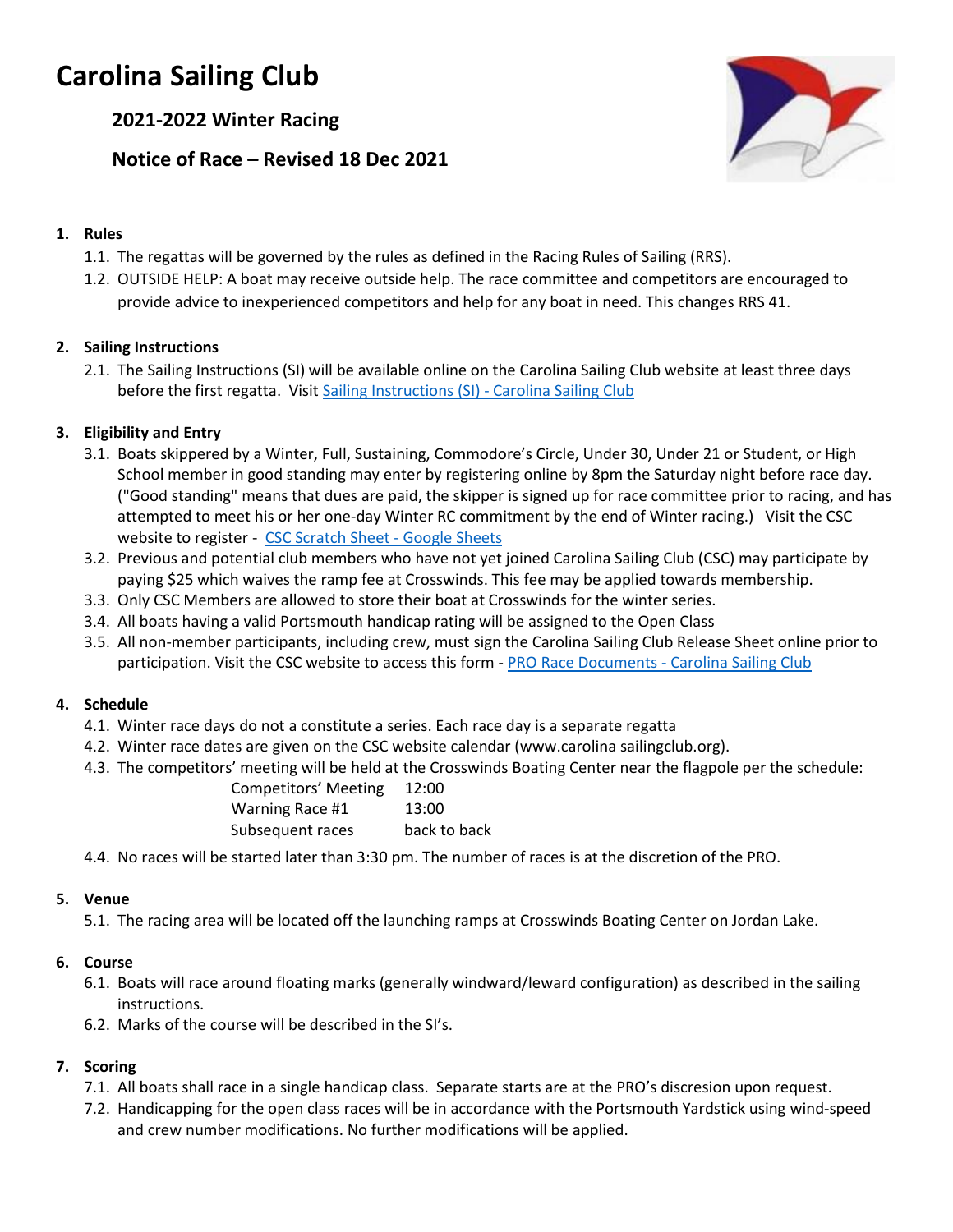# Carolina Sailing Club

## 2021-2022 Winter Racing

## Notice of Race – Revised 18 Dec 2021

### 1. Rules

1.1. The regattas will be governed by the rules as defined in the Racing Rules of Sailing (RRS).

1.2. OUTSIDE HELP: A boat may receive outside help. The race committee and competitors are encouraged to provide advice to inexperienced competitors and help for any boat in need. This changes RRS 41.

### 2. Sailing Instructions

2.1. The Sailing Instructions (SI) will be available online on the Carolina Sailing Club website at least three days before the first regatta. Visit [Sailing Instructions (SI) - Carolina Sailing Club]

### 3. Eligibility and Entry

3.1. Boats skippered by a Winter, Full, Sustaining, Commodore's Circle, Under 30, Under 21 or Student, or High School member in good standing may enter by registering online by 8pm the Saturday night before race day. ("Good standing" means that dues are paid, the skipper is signed up for race committee prior to racing, and has attempted to meet his or her one-day Winter RC commitment by the end of Winter racing.) Visit the CSC website to register - [CSC Scratch Sheet - Google Sheets]

3.2. Previous and potential club members who have not yet joined Carolina Sailing Club (CSC) may participate by paying $25 which waives the ramp fee at Crosswinds. This fee may be applied towards membership.

3.3. Only CSC Members are allowed to store their boat at Crosswinds for the winter series.

3.4. All boats having a valid Portsmouth handicap rating will be assigned to the Open Class

3.5. All non-member participants, including crew, must sign the Carolina Sailing Club Release Sheet online prior to participation. Visit the CSC website to access this form - [PRO Race Documents - Carolina Sailing Club]

### 4. Schedule

4.1. Winter race days do not constitute a series. Each race day is a separate regatta

4.2. Winter race dates are given on the CSC website calendar (www.carolina sailingclub.org).

4.3. The competitors' meeting will be held at the Crosswinds Boating Center near the flagpole per the schedule:

| | |
|---|---|
| Competitors' Meeting | 12:00 |
| Warning Race #1 | 13:00 |
| Subsequent races | back to back |

4.4. No races will be started later than 3:30 pm. The number of races is at the discretion of the PRO.

### 5. Venue

5.1. The racing area will be located off the launching ramps at Crosswinds Boating Center on Jordan Lake.

### 6. Course

6.1. Boats will race around floating marks (generally windward/leward configuration) as described in the sailing instructions.

6.2. Marks of the course will be described in the SI's.

### 7. Scoring

7.1. All boats shall race in a single handicap class. Separate starts are at the PRO's discresion upon request.

7.2. Handicapping for the open class races will be in accordance with the Portsmouth Yardstick using wind-speed and crew number modifications. No further modifications will be applied.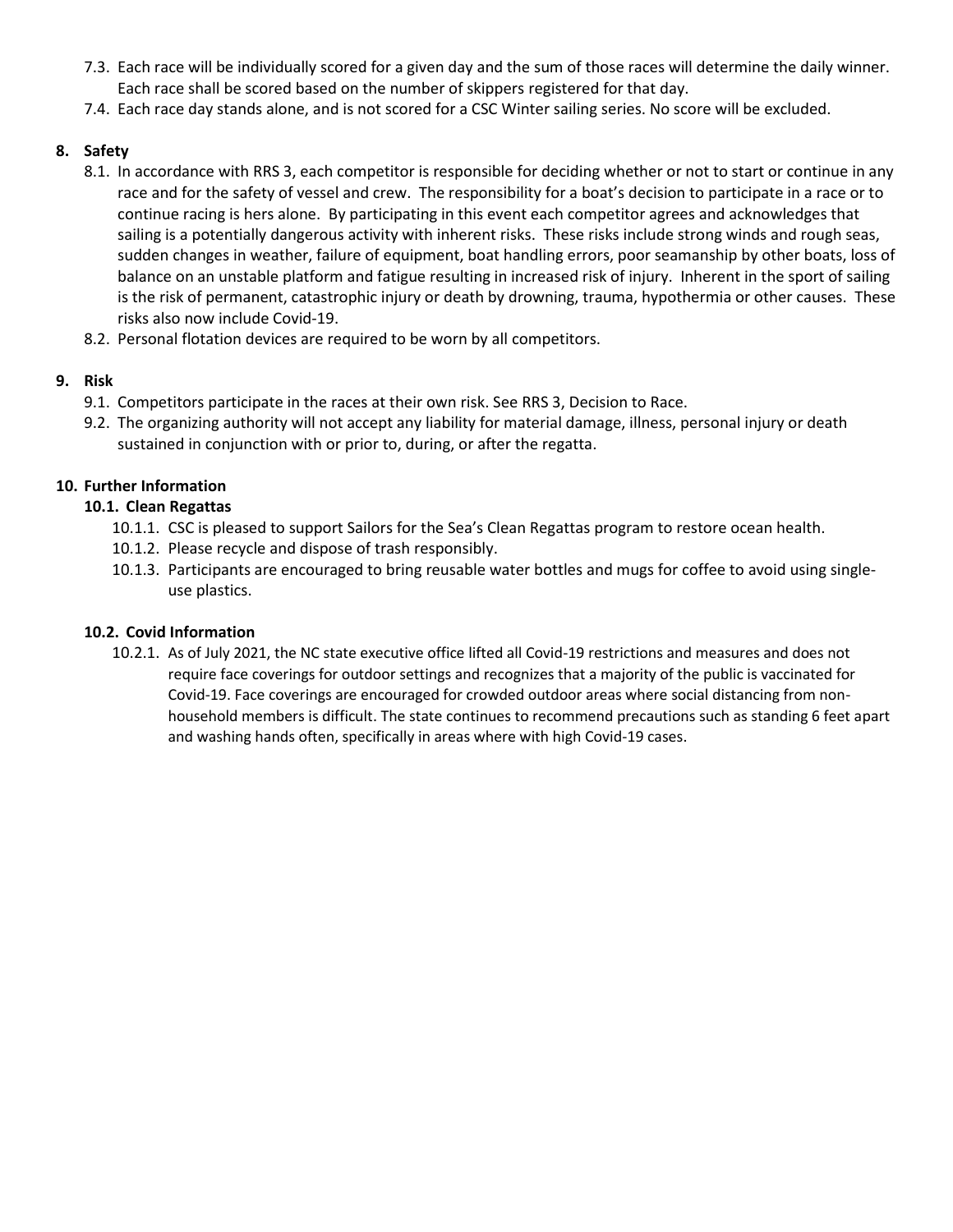7.3. Each race will be individually scored for a given day and the sum of those races will determine the daily winner. Each race shall be scored based on the number of skippers registered for that day.

7.4. Each race day stands alone, and is not scored for a CSC Winter sailing series. No score will be excluded.

## 8. Safety

8.1. In accordance with RRS 3, each competitor is responsible for deciding whether or not to start or continue in any race and for the safety of vessel and crew. The responsibility for a boat's decision to participate in a race or to continue racing is hers alone. By participating in this event each competitor agrees and acknowledges that sailing is a potentially dangerous activity with inherent risks. These risks include strong winds and rough seas, sudden changes in weather, failure of equipment, boat handling errors, poor seamanship by other boats, loss of balance on an unstable platform and fatigue resulting in increased risk of injury. Inherent in the sport of sailing is the risk of permanent, catastrophic injury or death by drowning, trauma, hypothermia or other causes. These risks also now include Covid-19.

8.2. Personal flotation devices are required to be worn by all competitors.

## 9. Risk

9.1. Competitors participate in the races at their own risk. See RRS 3, Decision to Race.

9.2. The organizing authority will not accept any liability for material damage, illness, personal injury or death sustained in conjunction with or prior to, during, or after the regatta.

## 10. Further Information

### 10.1. Clean Regattas

10.1.1. CSC is pleased to support Sailors for the Sea's Clean Regattas program to restore ocean health.

10.1.2. Please recycle and dispose of trash responsibly.

10.1.3. Participants are encouraged to bring reusable water bottles and mugs for coffee to avoid using single-use plastics.

### 10.2. Covid Information

10.2.1. As of July 2021, the NC state executive office lifted all Covid-19 restrictions and measures and does not require face coverings for outdoor settings and recognizes that a majority of the public is vaccinated for Covid-19. Face coverings are encouraged for crowded outdoor areas where social distancing from non-household members is difficult. The state continues to recommend precautions such as standing 6 feet apart and washing hands often, specifically in areas where with high Covid-19 cases.